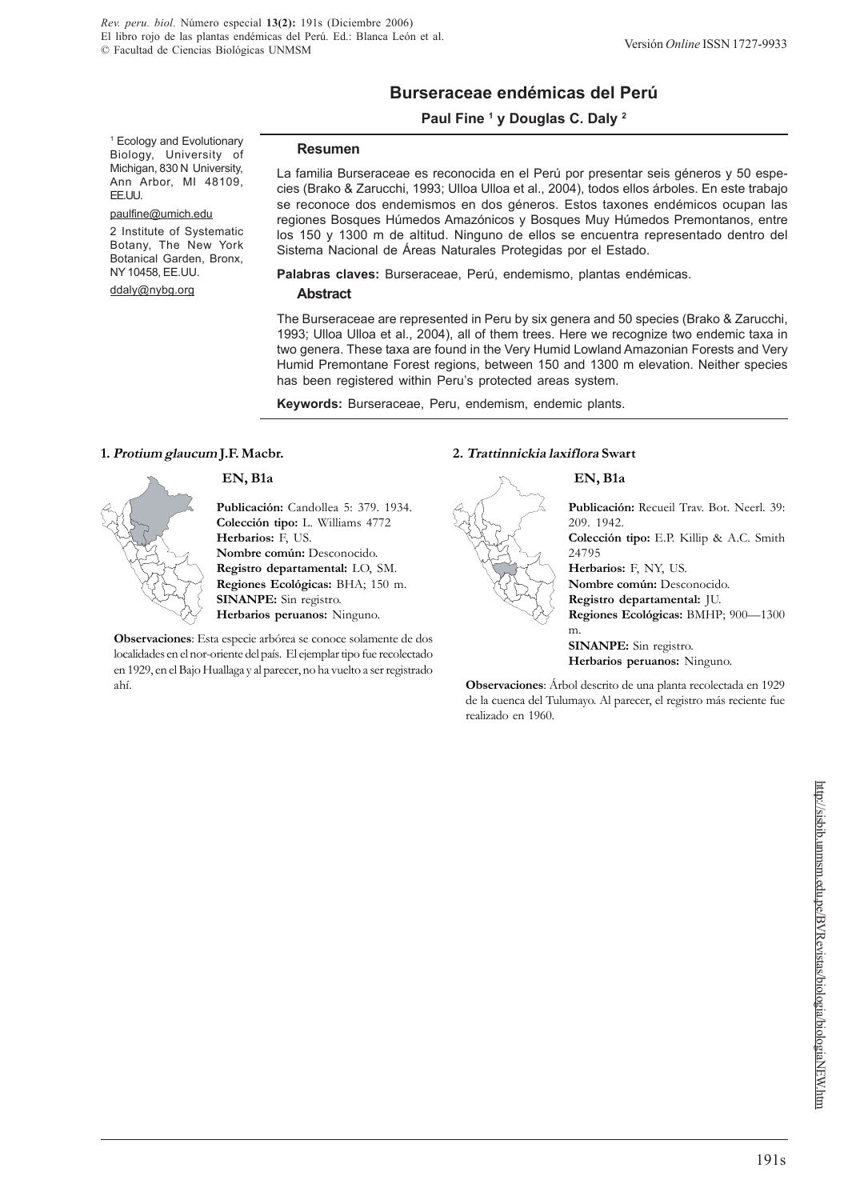# Burseraceae endémicas del Perú

**Paul Fine [1] y Douglas C. Daly [2]**

[1] Ecology and Evolutionary Biology, University of Michigan, 830 N University, Ann Arbor, MI 48109, EE.UU.

paulfine@umich.edu

2 Institute of Systematic Botany, The New York Botanical Garden, Bronx, NY 10458, EE.UU.

ddaly@nybg.org

### Resumen

La familia Burseraceae es reconocida en el Perú por presentar seis géneros y 50 especies (Brako & Zarucchi, 1993; Ulloa Ulloa et al., 2004), todos ellos árboles. En este trabajo se reconoce dos endemismos en dos géneros. Estos taxones endémicos ocupan las regiones Bosques Húmedos Amazónicos y Bosques Muy Húmedos Premontanos, entre los 150 y 1300 m de altitud. Ninguno de ellos se encuentra representado dentro del Sistema Nacional de Áreas Naturales Protegidas por el Estado.

**Palabras claves:** Burseraceae, Perú, endemismo, plantas endémicas.

### Abstract

The Burseraceae are represented in Peru by six genera and 50 species (Brako & Zarucchi, 1993; Ulloa Ulloa et al., 2004), all of them trees. Here we recognize two endemic taxa in two genera. These taxa are found in the Very Humid Lowland Amazonian Forests and Very Humid Premontane Forest regions, between 150 and 1300 m elevation. Neither species has been registered within Peru's protected areas system.

**Keywords:** Burseraceae, Peru, endemism, endemic plants.

#### 1. *Protium glaucum* J.F. Macbr.

**EN, B1a**

**Publicación:** Candollea 5: 379. 1934.
**Colección tipo:** L. Williams 4772
**Herbarios:** F, US.
**Nombre común:** Desconocido.
**Registro departamental:** LO, SM.
**Regiones Ecológicas:** BHA; 150 m.
**SINANPE:** Sin registro.
**Herbarios peruanos:** Ninguno.

**Observaciones**: Esta especie arbórea se conoce solamente de dos localidades en el nor-oriente del país. El ejemplar tipo fue recolectado en 1929, en el Bajo Huallaga y al parecer, no ha vuelto a ser registrado ahí.

#### 2. *Trattinnickia laxiflora* Swart

**EN, B1a**

**Publicación:** Recueil Trav. Bot. Neerl. 39: 209. 1942.
**Colección tipo:** E.P. Killip & A.C. Smith 24795
**Herbarios:** F, NY, US.
**Nombre común:** Desconocido.
**Registro departamental:** JU.
**Regiones Ecológicas:** BMHP; 900—1300 m.
**SINANPE:** Sin registro.
**Herbarios peruanos:** Ninguno.

**Observaciones**: Árbol descrito de una planta recolectada en 1929 de la cuenca del Tulumayo. Al parecer, el registro más reciente fue realizado en 1960.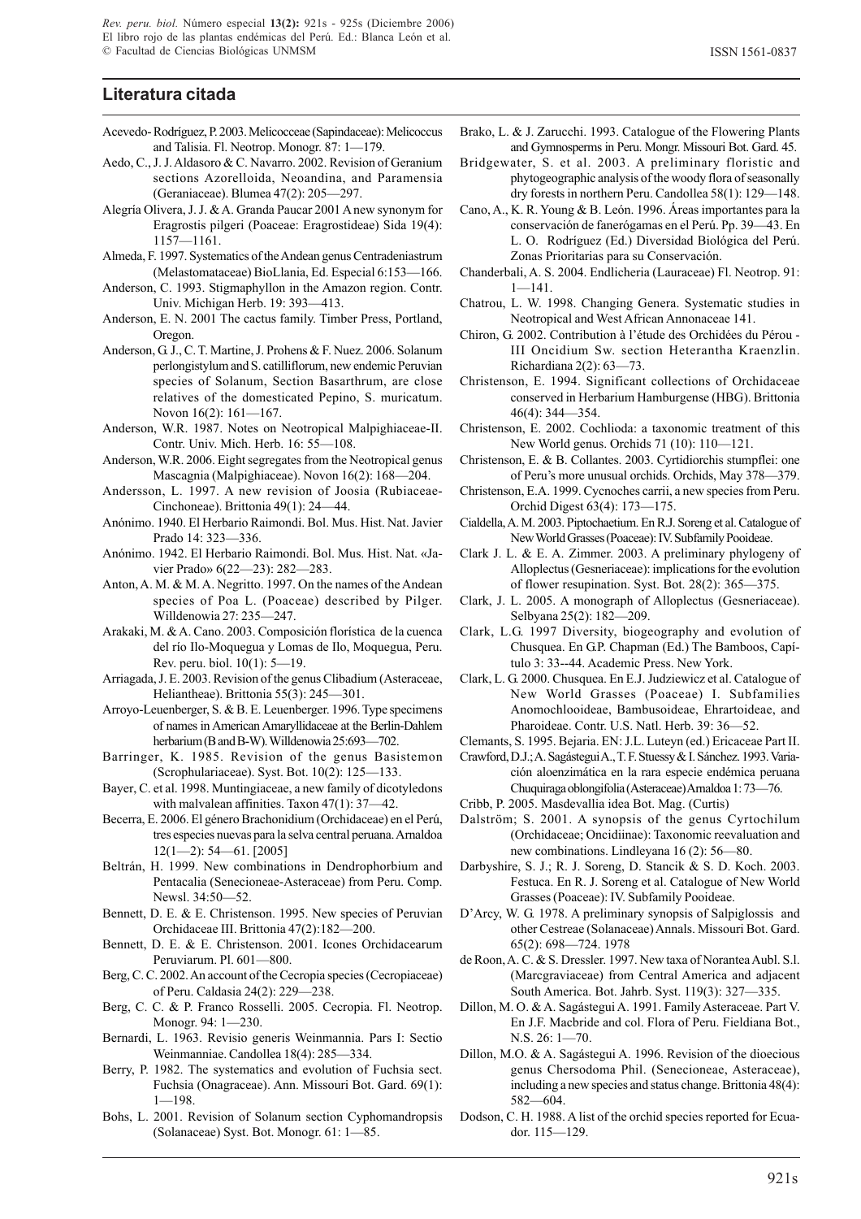## Literatura citada

Acevedo- Rodríguez, P. 2003. Melicocceae (Sapindaceae): Melicoccus and Talisia. Fl. Neotrop. Monogr. 87: 1—179.

Aedo, C., J. J. Aldasoro & C. Navarro. 2002. Revision of Geranium sections Azorelloida, Neoandina, and Paramensia (Geraniaceae). Blumea 47(2): 205—297.

Alegría Olivera, J. J. & A. Granda Paucar 2001 A new synonym for Eragrostis pilgeri (Poaceae: Eragrostideae) Sida 19(4): 1157—1161.

Almeda, F. 1997. Systematics of the Andean genus Centradeniastrum (Melastomataceae) BioLlania, Ed. Especial 6:153—166.

Anderson, C. 1993. Stigmaphyllon in the Amazon region. Contr. Univ. Michigan Herb. 19: 393—413.

Anderson, E. N. 2001 The cactus family. Timber Press, Portland, Oregon.

Anderson, G. J., C. T. Martine, J. Prohens & F. Nuez. 2006. Solanum perlongistylum and S. catilliflorum, new endemic Peruvian species of Solanum, Section Basarthrum, are close relatives of the domesticated Pepino, S. muricatum. Novon 16(2): 161—167.

Anderson, W.R. 1987. Notes on Neotropical Malpighiaceae-II. Contr. Univ. Mich. Herb. 16: 55—108.

Anderson, W.R. 2006. Eight segregates from the Neotropical genus Mascagnia (Malpighiaceae). Novon 16(2): 168—204.

Andersson, L. 1997. A new revision of Joosia (Rubiaceae-Cinchoneae). Brittonia 49(1): 24—44.

Anónimo. 1940. El Herbario Raimondi. Bol. Mus. Hist. Nat. Javier Prado 14: 323—336.

Anónimo. 1942. El Herbario Raimondi. Bol. Mus. Hist. Nat. «Javier Prado» 6(22—23): 282—283.

Anton, A. M. & M. A. Negritto. 1997. On the names of the Andean species of Poa L. (Poaceae) described by Pilger. Willdenowia 27: 235—247.

Arakaki, M. & A. Cano. 2003. Composición florística de la cuenca del río Ilo-Moquegua y Lomas de Ilo, Moquegua, Peru. Rev. peru. biol. 10(1): 5—19.

Arriagada, J. E. 2003. Revision of the genus Clibadium (Asteraceae, Heliantheae). Brittonia 55(3): 245—301.

Arroyo-Leuenberger, S. & B. E. Leuenberger. 1996. Type specimens of names in American Amaryllidaceae at the Berlin-Dahlem herbarium (B and B-W). Willdenowia 25:693—702.

Barringer, K. 1985. Revision of the genus Basistemon (Scrophulariaceae). Syst. Bot. 10(2): 125—133.

Bayer, C. et al. 1998. Muntingiaceae, a new family of dicotyledons with malvalean affinities. Taxon 47(1): 37—42.

Becerra, E. 2006. El género Brachonidium (Orchidaceae) en el Perú, tres especies nuevas para la selva central peruana. Arnaldoa 12(1—2): 54—61. [2005]

Beltrán, H. 1999. New combinations in Dendrophorbium and Pentacalia (Senecioneae-Asteraceae) from Peru. Comp. Newsl. 34:50—52.

Bennett, D. E. & E. Christenson. 1995. New species of Peruvian Orchidaceae III. Brittonia 47(2):182—200.

Bennett, D. E. & E. Christenson. 2001. Icones Orchidacearum Peruviarum. Pl. 601—800.

Berg, C. C. 2002. An account of the Cecropia species (Cecropiaceae) of Peru. Caldasia 24(2): 229—238.

Berg, C. C. & P. Franco Rosselli. 2005. Cecropia. Fl. Neotrop. Monogr. 94: 1—230.

Bernardi, L. 1963. Revisio generis Weinmannia. Pars I: Sectio Weinmanniae. Candollea 18(4): 285—334.

Berry, P. 1982. The systematics and evolution of Fuchsia sect. Fuchsia (Onagraceae). Ann. Missouri Bot. Gard. 69(1): 1—198.

Bohs, L. 2001. Revision of Solanum section Cyphomandropsis (Solanaceae) Syst. Bot. Monogr. 61: 1—85.

Brako, L. & J. Zarucchi. 1993. Catalogue of the Flowering Plants and Gymnosperms in Peru. Mongr. Missouri Bot. Gard. 45.

Bridgewater, S. et al. 2003. A preliminary floristic and phytogeographic analysis of the woody flora of seasonally dry forests in northern Peru. Candollea 58(1): 129—148.

Cano, A., K. R. Young & B. León. 1996. Áreas importantes para la conservación de fanerógamas en el Perú. Pp. 39—43. En L. O. Rodríguez (Ed.) Diversidad Biológica del Perú. Zonas Prioritarias para su Conservación.

Chanderbali, A. S. 2004. Endlicheria (Lauraceae) Fl. Neotrop. 91: 1—141.

Chatrou, L. W. 1998. Changing Genera. Systematic studies in Neotropical and West African Annonaceae 141.

Chiron, G. 2002. Contribution à l'étude des Orchidées du Pérou - III Oncidium Sw. section Heterantha Kraenzlin. Richardiana 2(2): 63—73.

Christenson, E. 1994. Significant collections of Orchidaceae conserved in Herbarium Hamburgense (HBG). Brittonia 46(4): 344—354.

Christenson, E. 2002. Cochlioda: a taxonomic treatment of this New World genus. Orchids 71 (10): 110—121.

Christenson, E. & B. Collantes. 2003. Cyrtidiorchis stumpflei: one of Peru's more unusual orchids. Orchids, May 378—379.

Christenson, E.A. 1999. Cycnoches carrii, a new species from Peru. Orchid Digest 63(4): 173—175.

Cialdella, A. M. 2003. Piptochaetium. En R.J. Soreng et al. Catalogue of New World Grasses (Poaceae): IV. Subfamily Pooideae.

Clark J. L. & E. A. Zimmer. 2003. A preliminary phylogeny of Alloplectus (Gesneriaceae): implications for the evolution of flower resupination. Syst. Bot. 28(2): 365—375.

Clark, J. L. 2005. A monograph of Alloplectus (Gesneriaceae). Selbyana 25(2): 182—209.

Clark, L.G. 1997 Diversity, biogeography and evolution of Chusquea. En G.P. Chapman (Ed.) The Bamboos, Capítulo 3: 33--44. Academic Press. New York.

Clark, L. G. 2000. Chusquea. En E.J. Judziewicz et al. Catalogue of New World Grasses (Poaceae) I. Subfamilies Anomochlooideae, Bambusoideae, Ehrartoideae, and Pharoideae. Contr. U.S. Natl. Herb. 39: 36—52.

Clemants, S. 1995. Bejaria. EN: J.L. Luteyn (ed.) Ericaceae Part II.

Crawford, D.J.; A. Sagástegui A., T. F. Stuessy & I. Sánchez. 1993. Variación aloenzimática en la rara especie endémica peruana Chuquiraga oblongifolia (Asteraceae) Arnaldoa 1: 73—76.

Cribb, P. 2005. Masdevallia idea Bot. Mag. (Curtis)

Dalström; S. 2001. A synopsis of the genus Cyrtochilum (Orchidaceae; Oncidiinae): Taxonomic reevaluation and new combinations. Lindleyana 16 (2): 56—80.

Darbyshire, S. J.; R. J. Soreng, D. Stancik & S. D. Koch. 2003. Festuca. En R. J. Soreng et al. Catalogue of New World Grasses (Poaceae): IV. Subfamily Pooideae.

D'Arcy, W. G. 1978. A preliminary synopsis of Salpiglossis and other Cestreae (Solanaceae) Annals. Missouri Bot. Gard. 65(2): 698—724. 1978

de Roon, A. C. & S. Dressler. 1997. New taxa of Norantea Aubl. S.l. (Marcgraviaceae) from Central America and adjacent South America. Bot. Jahrb. Syst. 119(3): 327—335.

Dillon, M. O. & A. Sagástegui A. 1991. Family Asteraceae. Part V. En J.F. Macbride and col. Flora of Peru. Fieldiana Bot., N.S. 26: 1—70.

Dillon, M.O. & A. Sagástegui A. 1996. Revision of the dioecious genus Chersodoma Phil. (Senecioneae, Asteraceae), including a new species and status change. Brittonia 48(4): 582—604.

Dodson, C. H. 1988. A list of the orchid species reported for Ecuador. 115—129.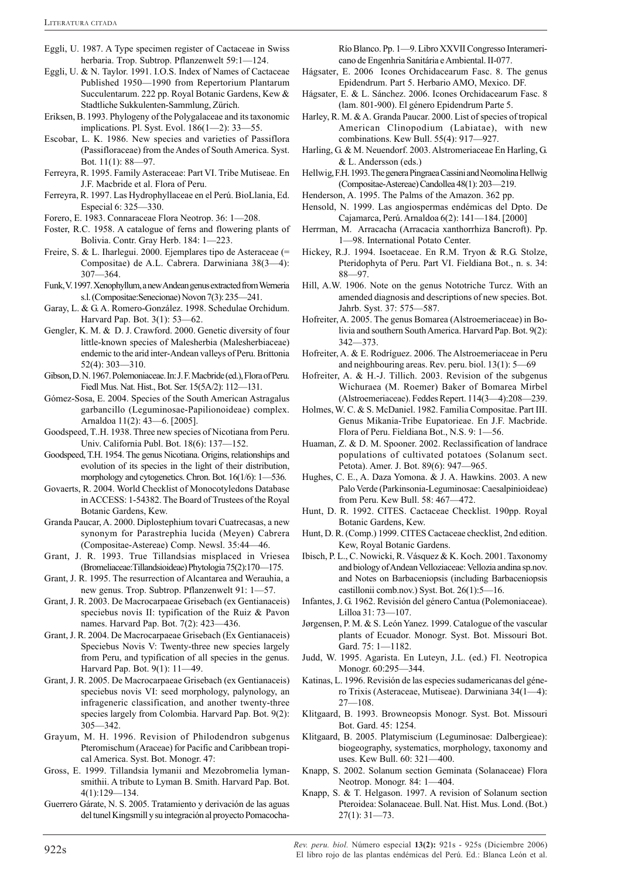Eggli, U. 1987. A Type specimen register of Cactaceae in Swiss herbaria. Trop. Subtrop. Pflanzenwelt 59:1—124.

Eggli, U. & N. Taylor. 1991. I.O.S. Index of Names of Cactaceae Published 1950—1990 from Repertorium Plantarum Succulentarum. 222 pp. Royal Botanic Gardens, Kew & Stadtliche Sukkulenten-Sammlung, Zürich.

Eriksen, B. 1993. Phylogeny of the Polygalaceae and its taxonomic implications. Pl. Syst. Evol. 186(1—2): 33—55.

Escobar, L. K. 1986. New species and varieties of Passiflora (Passifloraceae) from the Andes of South America. Syst. Bot. 11(1): 88—97.

Ferreyra, R. 1995. Family Asteraceae: Part VI. Tribe Mutiseae. En J.F. Macbride et al. Flora of Peru.

Ferreyra, R. 1997. Las Hydrophyllaceae en el Perú. BioLlania, Ed. Especial 6: 325—330.

Forero, E. 1983. Connaraceae Flora Neotrop. 36: 1—208.

Foster, R.C. 1958. A catalogue of ferns and flowering plants of Bolivia. Contr. Gray Herb. 184: 1—223.

Freire, S. & L. Iharlegui. 2000. Ejemplares tipo de Asteraceae (= Compositae) de A.L. Cabrera. Darwiniana 38(3—4): 307—364.

Funk, V. 1997. Xenophyllum, a new Andean genus extracted from Werneria s.l. (Compositae:Senecionae) Novon 7(3): 235—241.

Garay, L. & G. A. Romero-González. 1998. Schedulae Orchidum. Harvard Pap. Bot. 3(1): 53—62.

Gengler, K. M. & D. J. Crawford. 2000. Genetic diversity of four little-known species of Malesherbia (Malesherbiaceae) endemic to the arid inter-Andean valleys of Peru. Brittonia 52(4): 303—310.

Gibson, D. N. 1967. Polemoniaceae. In: J. F. Macbride (ed.), Flora of Peru. Fiedl Mus. Nat. Hist., Bot. Ser. 15(5A/2): 112—131.

Gómez-Sosa, E. 2004. Species of the South American Astragalus garbancillo (Leguminosae-Papilionoideae) complex. Arnaldoa 11(2): 43—6. [2005].

Goodspeed, T..H. 1938. Three new species of Nicotiana from Peru. Univ. California Publ. Bot. 18(6): 137—152.

Goodspeed, T.H. 1954. The genus Nicotiana. Origins, relationships and evolution of its species in the light of their distribution, morphology and cytogenetics. Chron. Bot. 16(1/6): 1—536.

Govaerts, R. 2004. World Checklist of Monocotyledons Database in ACCESS: 1-54382. The Board of Trustees of the Royal Botanic Gardens, Kew.

Granda Paucar, A. 2000. Diplostephium tovari Cuatrecasas, a new synonym for Parastrephia lucida (Meyen) Cabrera (Compositae-Astereae) Comp. Newsl. 35:44—46.

Grant, J. R. 1993. True Tillandsias misplaced in Vriesea (Bromeliaceae:Tillandsioideae) Phytologia 75(2):170—175.

Grant, J. R. 1995. The resurrection of Alcantarea and Werauhia, a new genus. Trop. Subtrop. Pflanzenwelt 91: 1—57.

Grant, J. R. 2003. De Macrocarpaeae Grisebach (ex Gentianaceis) speciebus novis II: typification of the Ruiz & Pavon names. Harvard Pap. Bot. 7(2): 423—436.

Grant, J. R. 2004. De Macrocarpaeae Grisebach (Ex Gentianaceis) Speciebus Novis V: Twenty-three new species largely from Peru, and typification of all species in the genus. Harvard Pap. Bot. 9(1): 11—49.

Grant, J. R. 2005. De Macrocarpaeae Grisebach (ex Gentianaceis) speciebus novis VI: seed morphology, palynology, an infrageneric classification, and another twenty-three species largely from Colombia. Harvard Pap. Bot. 9(2): 305—342.

Grayum, M. H. 1996. Revision of Philodendron subgenus Pteromischum (Araceae) for Pacific and Caribbean tropical America. Syst. Bot. Monogr. 47:

Gross, E. 1999. Tillandsia lymanii and Mezobromelia lymansmithii. A tribute to Lyman B. Smith. Harvard Pap. Bot. 4(1):129—134.

Guerrero Gárate, N. S. 2005. Tratamiento y derivación de las aguas del tunel Kingsmill y su integración al proyecto Pomacocha-Río Blanco. Pp. 1—9. Libro XXVII Congresso Interamericano de Engenhria Sanitária e Ambiental. II-077.

Hágsater, E. 2006 Icones Orchidacearum Fasc. 8. The genus Epidendrum. Part 5. Herbario AMO, Mexico. DF.

Hágsater, E. & L. Sánchez. 2006. Icones Orchidacearum Fasc. 8 (lam. 801-900). El género Epidendrum Parte 5.

Harley, R. M. & A. Granda Paucar. 2000. List of species of tropical American Clinopodium (Labiatae), with new combinations. Kew Bull. 55(4): 917—927.

Harling, G. & M. Neuendorf. 2003. Alstromeriaceae En Harling, G. & L. Andersson (eds.)

Hellwig, F.H. 1993. The genera Pingraea Cassini and Neomolina Hellwig (Compositae-Astereae) Candollea 48(1): 203—219.

Henderson, A. 1995. The Palms of the Amazon. 362 pp.

Hensold, N. 1999. Las angiospermas endémicas del Dpto. De Cajamarca, Perú. Arnaldoa 6(2): 141—184. [2000]

Herrman, M. Arracacha (Arracacia xanthorrhiza Bancroft). Pp. 1—98. International Potato Center.

Hickey, R.J. 1994. Isoetaceae. En R.M. Tryon & R.G. Stolze, Pteridophyta of Peru. Part VI. Fieldiana Bot., n. s. 34: 88—97.

Hill, A.W. 1906. Note on the genus Nototriche Turcz. With an amended diagnosis and descriptions of new species. Bot. Jahrb. Syst. 37: 575—587.

Hofreiter, A. 2005. The genus Bomarea (Alstroemeriaceae) in Bolivia and southern South America. Harvard Pap. Bot. 9(2): 342—373.

Hofreiter, A. & E. Rodríguez. 2006. The Alstroemeriaceae in Peru and neighbouring areas. Rev. peru. biol. 13(1): 5—69

Hofreiter, A. & H.-J. Tillich. 2003. Revision of the subgenus Wichuraea (M. Roemer) Baker of Bomarea Mirbel (Alstroemeriaceae). Feddes Repert. 114(3—4):208—239.

Holmes, W. C. & S. McDaniel. 1982. Familia Compositae. Part III. Genus Mikania-Tribe Eupatorieae. En J.F. Macbride. Flora of Peru. Fieldiana Bot., N.S. 9: 1—56.

Huaman, Z. & D. M. Spooner. 2002. Reclassification of landrace populations of cultivated potatoes (Solanum sect. Petota). Amer. J. Bot. 89(6): 947—965.

Hughes, C. E., A. Daza Yomona. & J. A. Hawkins. 2003. A new Palo Verde (Parkinsonia-Leguminosae: Caesalpinioideae) from Peru. Kew Bull. 58: 467—472.

Hunt, D. R. 1992. CITES. Cactaceae Checklist. 190pp. Royal Botanic Gardens, Kew.

Hunt, D. R. (Comp.) 1999. CITES Cactaceae checklist, 2nd edition. Kew, Royal Botanic Gardens.

Ibisch, P. L., C. Nowicki, R. Vásquez & K. Koch. 2001. Taxonomy and biology of Andean Velloziaceae: Vellozia andina sp.nov. and Notes on Barbaceniopsis (including Barbaceniopsis castillonii comb.nov.) Syst. Bot. 26(1):5—16.

Infantes, J. G. 1962. Revisión del género Cantua (Polemoniaceae). Lilloa 31: 73—107.

Jørgensen, P. M. & S. León Yanez. 1999. Catalogue of the vascular plants of Ecuador. Monogr. Syst. Bot. Missouri Bot. Gard. 75: 1—1182.

Judd, W. 1995. Agarista. En Luteyn, J.L. (ed.) Fl. Neotropica Monogr. 60:295—344.

Katinas, L. 1996. Revisión de las especies sudamericanas del género Trixis (Asteraceae, Mutiseae). Darwiniana 34(1—4): 27—108.

Klitgaard, B. 1993. Browneopsis Monogr. Syst. Bot. Missouri Bot. Gard. 45: 1254.

Klitgaard, B. 2005. Platymiscium (Leguminosae: Dalbergieae): biogeography, systematics, morphology, taxonomy and uses. Kew Bull. 60: 321—400.

Knapp, S. 2002. Solanum section Geminata (Solanaceae) Flora Neotrop. Monogr. 84: 1—404.

Knapp, S. & T. Helgason. 1997. A revision of Solanum section Pteroidea: Solanaceae. Bull. Nat. Hist. Mus. Lond. (Bot.) 27(1): 31—73.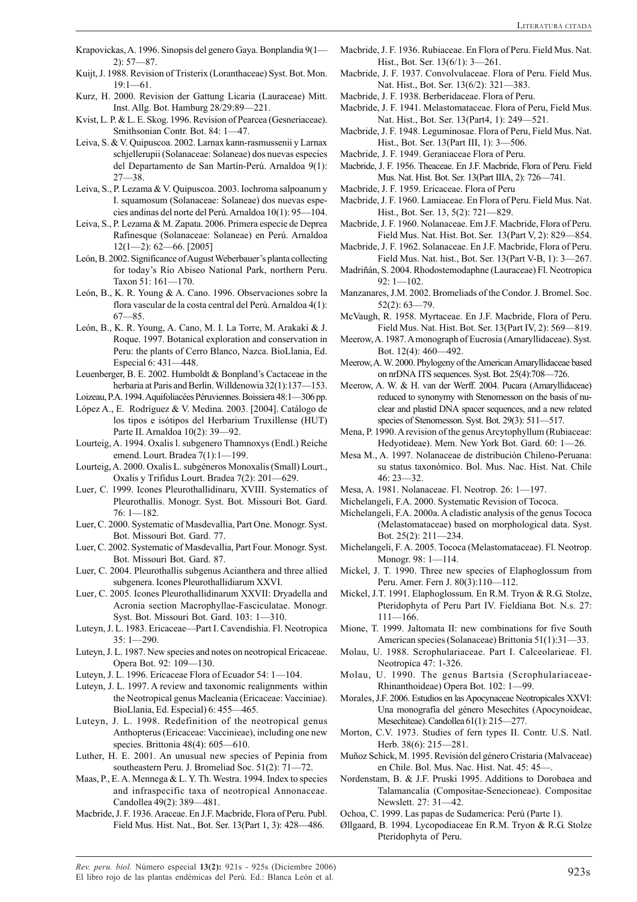Krapovickas, A. 1996. Sinopsis del genero Gaya. Bonplandia 9(1—2): 57—87.

Kuijt, J. 1988. Revision of Tristerix (Loranthaceae) Syst. Bot. Mon. 19:1—61.

Kurz, H. 2000. Revision der Gattung Licaria (Lauraceae) Mitt. Inst. Allg. Bot. Hamburg 28/29:89—221.

Kvist, L. P. & L. E. Skog. 1996. Revision of Pearcea (Gesneriaceae). Smithsonian Contr. Bot. 84: 1—47.

Leiva, S. & V. Quipuscoa. 2002. Larnax kann-rasmussenii y Larnax schjellerupii (Solanaceae: Solaneae) dos nuevas especies del Departamento de San Martín-Perú. Arnaldoa 9(1): 27—38.

Leiva, S., P. Lezama & V. Quipuscoa. 2003. Iochroma salpoanum y I. squamosum (Solanaceae: Solaneae) dos nuevas especies andinas del norte del Perú. Arnaldoa 10(1): 95—104.

Leiva, S., P. Lezama & M. Zapata. 2006. Primera especie de Deprea Rafinesque (Solanaceae: Solaneae) en Perú. Arnaldoa 12(1—2): 62—66. [2005]

León, B. 2002. Significance of August Weberbauer's plant collecting for today's Río Abiseo National Park, northern Peru. Taxon 51: 161—170.

León, B., K. R. Young & A. Cano. 1996. Observaciones sobre la flora vascular de la costa central del Perú. Arnaldoa 4(1): 67—85.

León, B., K. R. Young, A. Cano, M. I. La Torre, M. Arakaki & J. Roque. 1997. Botanical exploration and conservation in Peru: the plants of Cerro Blanco, Nazca. BioLlania, Ed. Especial 6: 431—448.

Leuenberger, B. E. 2002. Humboldt & Bonpland's Cactaceae in the herbaria at Paris and Berlin. Willdenowia 32(1):137—153.

Loizeau, P.A. 1994. Aquifoliacées Péruviennes. Boissiera 48:1—306 pp.

López A., E. Rodríguez & V. Medina. 2003. [2004]. Catálogo de los tipos e isótipos del Herbarium Truxillense (HUT) Parte II. Arnaldoa 10(2): 39—92.

Lourteig, A. 1994. Oxalis l. subgenero Thamnoxys (Endl.) Reiche emend. Lourt. Bradea 7(1):1—199.

Lourteig, A. 2000. Oxalis L. subgéneros Monoxalis (Small) Lourt., Oxalis y Trifidus Lourt. Bradea 7(2): 201—629.

Luer, C. 1999. Icones Pleurothallidinaru, XVIII. Systematics of Pleurothallis. Monogr. Syst. Bot. Missouri Bot. Gard. 76: 1—182.

Luer, C. 2000. Systematic of Masdevallia, Part One. Monogr. Syst. Bot. Missouri Bot. Gard. 77.

Luer, C. 2002. Systematic of Masdevallia, Part Four. Monogr. Syst. Bot. Missouri Bot. Gard. 87.

Luer, C. 2004. Pleurothallis subgenus Acianthera and three allied subgenera. Icones Pleurothallidiarum XXVI.

Luer, C. 2005. Icones Pleurothallidinarum XXVII: Dryadella and Acronia section Macrophyllae-Fasciculatae. Monogr. Syst. Bot. Missouri Bot. Gard. 103: 1—310.

Luteyn, J. L. 1983. Ericaceae—Part I. Cavendishia. Fl. Neotropica 35: 1—290.

Luteyn, J. L. 1987. New species and notes on neotropical Ericaceae. Opera Bot. 92: 109—130.

Luteyn, J. L. 1996. Ericaceae Flora of Ecuador 54: 1—104.

Luteyn, J. L. 1997. A review and taxonomic realignments within the Neotropical genus Macleania (Ericaceae: Vacciniae). BioLlania, Ed. Especial) 6: 455—465.

Luteyn, J. L. 1998. Redefinition of the neotropical genus Anthopterus (Ericaceae: Vaccinieae), including one new species. Brittonia 48(4): 605—610.

Luther, H. E. 2001. An unusual new species of Pepinia from southeastern Peru. J. Bromeliad Soc. 51(2): 71—72.

Maas, P., E. A. Mennega & L. Y. Th. Westra. 1994. Index to species and infraspecific taxa of neotropical Annonaceae. Candollea 49(2): 389—481.

Macbride, J. F. 1936. Araceae. En J.F. Macbride, Flora of Peru. Publ. Field Mus. Hist. Nat., Bot. Ser. 13(Part 1, 3): 428—486.

Macbride, J. F. 1936. Rubiaceae. En Flora of Peru. Field Mus. Nat. Hist., Bot. Ser. 13(6/1): 3—261.

Macbride, J. F. 1937. Convolvulaceae. Flora of Peru. Field Mus. Nat. Hist., Bot. Ser. 13(6/2): 321—383.

Macbride, J. F. 1938. Berberidaceae. Flora of Peru.

Macbride, J. F. 1941. Melastomataceae. Flora of Peru, Field Mus. Nat. Hist., Bot. Ser. 13(Part4, 1): 249—521.

Macbride, J. F. 1948. Leguminosae. Flora of Peru, Field Mus. Nat. Hist., Bot. Ser. 13(Part III, 1): 3—506.

Macbride, J. F. 1949. Geraniaceae Flora of Peru.

Macbride, J. F. 1956. Theaceae. En J.F. Macbride, Flora of Peru. Field Mus. Nat. Hist. Bot. Ser. 13(Part IIIA, 2): 726—741.

Macbride, J. F. 1959. Ericaceae. Flora of Peru

Macbride, J. F. 1960. Lamiaceae. En Flora of Peru. Field Mus. Nat. Hist., Bot. Ser. 13, 5(2): 721—829.

Macbride, J. F. 1960. Nolanaceae. Em J.F. Macbride, Flora of Peru. Field Mus. Nat. Hist. Bot. Ser. 13(Part V, 2): 829—854.

Macbride, J. F. 1962. Solanaceae. En J.F. Macbride, Flora of Peru. Field Mus. Nat. hist., Bot. Ser. 13(Part V-B, 1): 3—267.

Madriñán, S. 2004. Rhodostemodaphne (Lauraceae) Fl. Neotropica 92: 1—102.

Manzanares, J.M. 2002. Bromeliads of the Condor. J. Bromel. Soc. 52(2): 63—79.

McVaugh, R. 1958. Myrtaceae. En J.F. Macbride, Flora of Peru. Field Mus. Nat. Hist. Bot. Ser. 13(Part IV, 2): 569—819.

Meerow, A. 1987. A monograph of Eucrosia (Amaryllidaceae). Syst. Bot. 12(4): 460—492.

Meerow, A. W. 2000. Phylogeny of the American Amaryllidaceae based on nrDNA ITS sequences. Syst. Bot. 25(4):708—726.

Meerow, A. W. & H. van der Werff. 2004. Pucara (Amaryllidaceae) reduced to synonymy with Stenomesson on the basis of nuclear and plastid DNA spacer sequences, and a new related species of Stenomesson. Syst. Bot. 29(3): 511—517.

Mena, P. 1990. A revision of the genus Arcytophyllum (Rubiaceae: Hedyotideae). Mem. New York Bot. Gard. 60: 1—26.

Mesa M., A. 1997. Nolanaceae de distribución Chileno-Peruana: su status taxonómico. Bol. Mus. Nac. Hist. Nat. Chile 46: 23—32.

Mesa, A. 1981. Nolanaceae. Fl. Neotrop. 26: 1—197.

Michelangeli, F.A. 2000. Systematic Revision of Tococa.

Michelangeli, F.A. 2000a. A cladistic analysis of the genus Tococa (Melastomataceae) based on morphological data. Syst. Bot. 25(2): 211—234.

Michelangeli, F. A. 2005. Tococa (Melastomataceae). Fl. Neotrop. Monogr. 98: 1—114.

Mickel, J. T. 1990. Three new species of Elaphoglossum from Peru. Amer. Fern J. 80(3):110—112.

Mickel, J.T. 1991. Elaphoglossum. En R.M. Tryon & R.G. Stolze, Pteridophyta of Peru Part IV. Fieldiana Bot. N.s. 27: 111—166.

Mione, T. 1999. Jaltomata II: new combinations for five South American species (Solanaceae) Brittonia 51(1):31—33.

Molau, U. 1988. Scrophulariaceae. Part I. Calceolarieae. Fl. Neotropica 47: 1-326.

Molau, U. 1990. The genus Bartsia (Scrophulariaceae-Rhinanthoideae) Opera Bot. 102: 1—99.

Morales, J.F. 2006. Estudios en las Apocynaceae Neotropicales XXVI: Una monografía del género Mesechites (Apocynoideae, Mesechiteae). Candollea 61(1): 215—277.

Morton, C.V. 1973. Studies of fern types II. Contr. U.S. Natl. Herb. 38(6): 215—281.

Muñoz Schick, M. 1995. Revisión del género Cristaria (Malvaceae) en Chile. Bol. Mus. Nac. Hist. Nat. 45: 45—.

Nordenstam, B. & J.F. Pruski 1995. Additions to Dorobaea and Talamancalia (Compositae-Senecioneae). Compositae Newslett. 27: 31—42.

Ochoa, C. 1999. Las papas de Sudamerica: Perú (Parte 1).

Øllgaard, B. 1994. Lycopodiaceae En R.M. Tryon & R.G. Stolze Pteridophyta of Peru.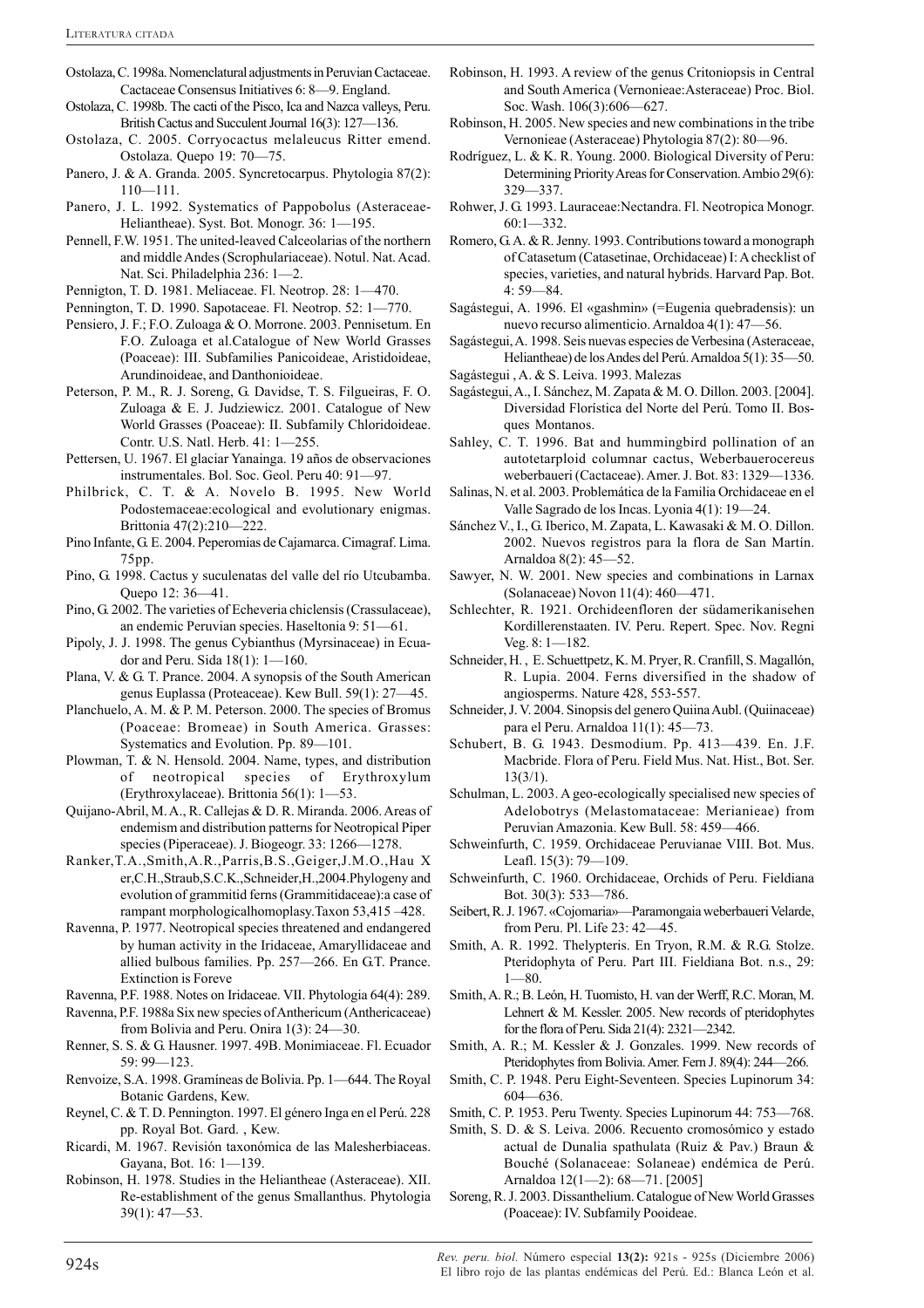Ostolaza, C. 1998a. Nomenclatural adjustments in Peruvian Cactaceae. Cactaceae Consensus Initiatives 6: 8—9. England.

Ostolaza, C. 1998b. The cacti of the Pisco, Ica and Nazca valleys, Peru. British Cactus and Succulent Journal 16(3): 127—136.

Ostolaza, C. 2005. Corryocactus melaleucus Ritter emend. Ostolaza. Quepo 19: 70—75.

Panero, J. & A. Granda. 2005. Syncretocarpus. Phytologia 87(2): 110—111.

Panero, J. L. 1992. Systematics of Pappobolus (Asteraceae-Heliantheae). Syst. Bot. Monogr. 36: 1—195.

Pennell, F.W. 1951. The united-leaved Calceolarias of the northern and middle Andes (Scrophulariaceae). Notul. Nat. Acad. Nat. Sci. Philadelphia 236: 1—2.

Pennigton, T. D. 1981. Meliaceae. Fl. Neotrop. 28: 1—470.

Pennington, T. D. 1990. Sapotaceae. Fl. Neotrop. 52: 1—770.

Pensiero, J. F.; F.O. Zuloaga & O. Morrone. 2003. Pennisetum. En F.O. Zuloaga et al.Catalogue of New World Grasses (Poaceae): III. Subfamilies Panicoideae, Aristidoideae, Arundinoideae, and Danthonioideae.

Peterson, P. M., R. J. Soreng, G. Davidse, T. S. Filgueiras, F. O. Zuloaga & E. J. Judziewicz. 2001. Catalogue of New World Grasses (Poaceae): II. Subfamily Chloridoideae. Contr. U.S. Natl. Herb. 41: 1—255.

Pettersen, U. 1967. El glaciar Yanainga. 19 años de observaciones instrumentales. Bol. Soc. Geol. Peru 40: 91—97.

Philbrick, C. T. & A. Novelo B. 1995. New World Podostemaceae:ecological and evolutionary enigmas. Brittonia 47(2):210—222.

Pino Infante, G. E. 2004. Peperomias de Cajamarca. Cimagraf. Lima. 75pp.

Pino, G. 1998. Cactus y suculenatas del valle del río Utcubamba. Quepo 12: 36—41.

Pino, G. 2002. The varieties of Echeveria chiclensis (Crassulaceae), an endemic Peruvian species. Haseltonia 9: 51—61.

Pipoly, J. J. 1998. The genus Cybianthus (Myrsinaceae) in Ecuador and Peru. Sida 18(1): 1—160.

Plana, V. & G. T. Prance. 2004. A synopsis of the South American genus Euplassa (Proteaceae). Kew Bull. 59(1): 27—45.

Planchuelo, A. M. & P. M. Peterson. 2000. The species of Bromus (Poaceae: Bromeae) in South America. Grasses: Systematics and Evolution. Pp. 89—101.

Plowman, T. & N. Hensold. 2004. Name, types, and distribution of neotropical species of Erythroxylum (Erythroxylaceae). Brittonia 56(1): 1—53.

Quijano-Abril, M. A., R. Callejas & D. R. Miranda. 2006. Areas of endemism and distribution patterns for Neotropical Piper species (Piperaceae). J. Biogeogr. 33: 1266—1278.

Ranker,T.A.,Smith,A.R.,Parris,B.S.,Geiger,J.M.O.,Hau X er,C.H.,Straub,S.C.K.,Schneider,H.,2004.Phylogeny and evolution of grammitid ferns (Grammitidaceae):a case of rampant morphologicalhomoplasy.Taxon 53,415 –428.

Ravenna, P. 1977. Neotropical species threatened and endangered by human activity in the Iridaceae, Amaryllidaceae and allied bulbous families. Pp. 257—266. En G.T. Prance. Extinction is Foreve

Ravenna, P.F. 1988. Notes on Iridaceae. VII. Phytologia 64(4): 289.

Ravenna, P.F. 1988a Six new species of Anthericum (Anthericaceae) from Bolivia and Peru. Onira 1(3): 24—30.

Renner, S. S. & G. Hausner. 1997. 49B. Monimiaceae. Fl. Ecuador 59: 99—123.

Renvoize, S.A. 1998. Gramíneas de Bolivia. Pp. 1—644. The Royal Botanic Gardens, Kew.

Reynel, C. & T. D. Pennington. 1997. El género Inga en el Perú. 228 pp. Royal Bot. Gard. , Kew.

Ricardi, M. 1967. Revisión taxonómica de las Malesherbiaceas. Gayana, Bot. 16: 1—139.

Robinson, H. 1978. Studies in the Heliantheae (Asteraceae). XII. Re-establishment of the genus Smallanthus. Phytologia 39(1): 47—53.

Robinson, H. 1993. A review of the genus Critoniopsis in Central and South America (Vernonieae:Asteraceae) Proc. Biol. Soc. Wash. 106(3):606—627.

Robinson, H. 2005. New species and new combinations in the tribe Vernonieae (Asteraceae) Phytologia 87(2): 80—96.

Rodríguez, L. & K. R. Young. 2000. Biological Diversity of Peru: Determining Priority Areas for Conservation. Ambio 29(6): 329—337.

Rohwer, J. G. 1993. Lauraceae:Nectandra. Fl. Neotropica Monogr. 60:1—332.

Romero, G. A. & R. Jenny. 1993. Contributions toward a monograph of Catasetum (Catasetinae, Orchidaceae) I: A checklist of species, varieties, and natural hybrids. Harvard Pap. Bot. 4: 59—84.

Sagástegui, A. 1996. El «gashmin» (=Eugenia quebradensis): un nuevo recurso alimenticio. Arnaldoa 4(1): 47—56.

Sagástegui, A. 1998. Seis nuevas especies de Verbesina (Asteraceae, Heliantheae) de los Andes del Perú. Arnaldoa 5(1): 35—50.

Sagástegui , A. & S. Leiva. 1993. Malezas

Sagástegui, A., I. Sánchez, M. Zapata & M. O. Dillon. 2003. [2004]. Diversidad Florística del Norte del Perú. Tomo II. Bosques Montanos.

Sahley, C. T. 1996. Bat and hummingbird pollination of an autotetraploid columnar cactus, Weberbauerocereus weberbaueri (Cactaceae). Amer. J. Bot. 83: 1329—1336.

Salinas, N. et al. 2003. Problemática de la Familia Orchidaceae en el Valle Sagrado de los Incas. Lyonia 4(1): 19—24.

Sánchez V., I., G. Iberico, M. Zapata, L. Kawasaki & M. O. Dillon. 2002. Nuevos registros para la flora de San Martín. Arnaldoa 8(2): 45—52.

Sawyer, N. W. 2001. New species and combinations in Larnax (Solanaceae) Novon 11(4): 460—471.

Schlechter, R. 1921. Orchideenfloren der südamerikanisehen Kordillerenstaaten. IV. Peru. Repert. Spec. Nov. Regni Veg. 8: 1—182.

Schneider, H. , E. Schuettpetz, K. M. Pryer, R. Cranfill, S. Magallón, R. Lupia. 2004. Ferns diversified in the shadow of angiosperms. Nature 428, 553-557.

Schneider, J. V. 2004. Sinopsis del genero Quiina Aubl. (Quiinaceae) para el Peru. Arnaldoa 11(1): 45—73.

Schubert, B. G. 1943. Desmodium. Pp. 413—439. En. J.F. Macbride. Flora of Peru. Field Mus. Nat. Hist., Bot. Ser. 13(3/1).

Schulman, L. 2003. A geo-ecologically specialised new species of Adelobotrys (Melastomataceae: Merianieae) from Peruvian Amazonia. Kew Bull. 58: 459—466.

Schweinfurth, C. 1959. Orchidaceae Peruvianae VIII. Bot. Mus. Leafl. 15(3): 79—109.

Schweinfurth, C. 1960. Orchidaceae, Orchids of Peru. Fieldiana Bot. 30(3): 533—786.

Seibert, R. J. 1967. «Cojomaria»—Paramongaia weberbaueri Velarde, from Peru. Pl. Life 23: 42—45.

Smith, A. R. 1992. Thelypteris. En Tryon, R.M. & R.G. Stolze. Pteridophyta of Peru. Part III. Fieldiana Bot. n.s., 29: 1—80.

Smith, A. R.; B. León, H. Tuomisto, H. van der Werff, R.C. Moran, M. Lehnert & M. Kessler. 2005. New records of pteridophytes for the flora of Peru. Sida 21(4): 2321—2342.

Smith, A. R.; M. Kessler & J. Gonzales. 1999. New records of Pteridophytes from Bolivia. Amer. Fern J. 89(4): 244—266.

Smith, C. P. 1948. Peru Eight-Seventeen. Species Lupinorum 34: 604—636.

Smith, C. P. 1953. Peru Twenty. Species Lupinorum 44: 753—768.

Smith, S. D. & S. Leiva. 2006. Recuento cromosómico y estado actual de Dunalia spathulata (Ruiz & Pav.) Braun & Bouché (Solanaceae: Solaneae) endémica de Perú. Arnaldoa 12(1—2): 68—71. [2005]

Soreng, R. J. 2003. Dissanthelium. Catalogue of New World Grasses (Poaceae): IV. Subfamily Pooideae.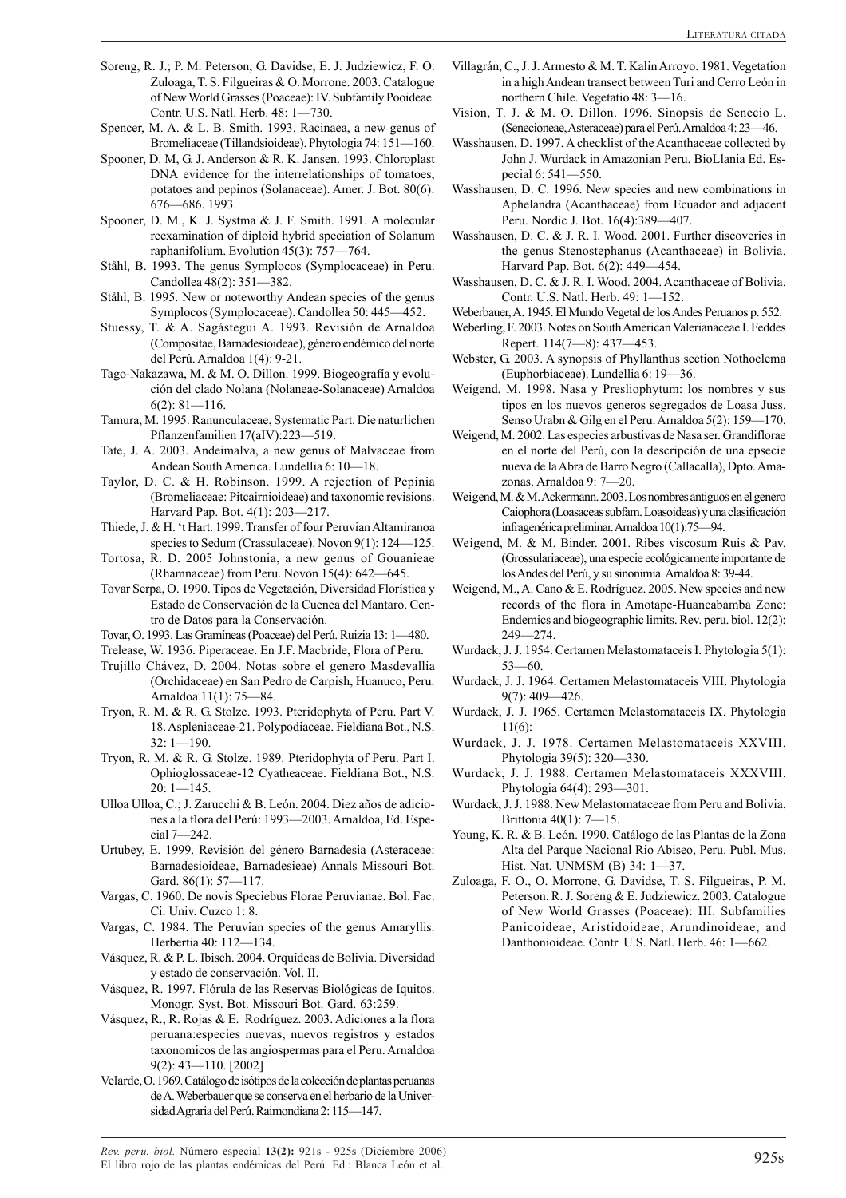Soreng, R. J.; P. M. Peterson, G. Davidse, E. J. Judziewicz, F. O. Zuloaga, T. S. Filgueiras & O. Morrone. 2003. Catalogue of New World Grasses (Poaceae): IV. Subfamily Pooideae. Contr. U.S. Natl. Herb. 48: 1—730.

Spencer, M. A. & L. B. Smith. 1993. Racinaea, a new genus of Bromeliaceae (Tillandsioideae). Phytologia 74: 151—160.

Spooner, D. M, G. J. Anderson & R. K. Jansen. 1993. Chloroplast DNA evidence for the interrelationships of tomatoes, potatoes and pepinos (Solanaceae). Amer. J. Bot. 80(6): 676—686. 1993.

Spooner, D. M., K. J. Systma & J. F. Smith. 1991. A molecular reexamination of diploid hybrid speciation of Solanum raphanifolium. Evolution 45(3): 757—764.

Ståhl, B. 1993. The genus Symplocos (Symplocaceae) in Peru. Candollea 48(2): 351—382.

Ståhl, B. 1995. New or noteworthy Andean species of the genus Symplocos (Symplocaceae). Candollea 50: 445—452.

Stuessy, T. & A. Sagástegui A. 1993. Revisión de Arnaldoa (Compositae, Barnadesioideae), género endémico del norte del Perú. Arnaldoa 1(4): 9-21.

Tago-Nakazawa, M. & M. O. Dillon. 1999. Biogeografía y evolución del clado Nolana (Nolaneae-Solanaceae) Arnaldoa 6(2): 81—116.

Tamura, M. 1995. Ranunculaceae, Systematic Part. Die naturlichen Pflanzenfamilien 17(aIV):223—519.

Tate, J. A. 2003. Andeimalva, a new genus of Malvaceae from Andean South America. Lundellia 6: 10—18.

Taylor, D. C. & H. Robinson. 1999. A rejection of Pepinia (Bromeliaceae: Pitcairnioideae) and taxonomic revisions. Harvard Pap. Bot. 4(1): 203—217.

Thiede, J. & H. 't Hart. 1999. Transfer of four Peruvian Altamiranoa species to Sedum (Crassulaceae). Novon 9(1): 124—125.

Tortosa, R. D. 2005 Johnstonia, a new genus of Gouanieae (Rhamnaceae) from Peru. Novon 15(4): 642—645.

Tovar Serpa, O. 1990. Tipos de Vegetación, Diversidad Florística y Estado de Conservación de la Cuenca del Mantaro. Centro de Datos para la Conservación.

Tovar, O. 1993. Las Gramíneas (Poaceae) del Perú. Ruizia 13: 1—480.

Trelease, W. 1936. Piperaceae. En J.F. Macbride, Flora of Peru.

Trujillo Chávez, D. 2004. Notas sobre el genero Masdevallia (Orchidaceae) en San Pedro de Carpish, Huanuco, Peru. Arnaldoa 11(1): 75—84.

Tryon, R. M. & R. G. Stolze. 1993. Pteridophyta of Peru. Part V. 18. Aspleniaceae-21. Polypodiaceae. Fieldiana Bot., N.S. 32: 1—190.

Tryon, R. M. & R. G. Stolze. 1989. Pteridophyta of Peru. Part I. Ophioglossaceae-12 Cyatheaceae. Fieldiana Bot., N.S. 20: 1—145.

Ulloa Ulloa, C.; J. Zarucchi & B. León. 2004. Diez años de adiciones a la flora del Perú: 1993—2003. Arnaldoa, Ed. Especial 7—242.

Urtubey, E. 1999. Revisión del género Barnadesia (Asteraceae: Barnadesioideae, Barnadesieae) Annals Missouri Bot. Gard. 86(1): 57—117.

Vargas, C. 1960. De novis Speciebus Florae Peruvianae. Bol. Fac. Ci. Univ. Cuzco 1: 8.

Vargas, C. 1984. The Peruvian species of the genus Amaryllis. Herbertia 40: 112—134.

Vásquez, R. & P. L. Ibisch. 2004. Orquídeas de Bolivia. Diversidad y estado de conservación. Vol. II.

Vásquez, R. 1997. Flórula de las Reservas Biológicas de Iquitos. Monogr. Syst. Bot. Missouri Bot. Gard. 63:259.

Vásquez, R., R. Rojas & E. Rodríguez. 2003. Adiciones a la flora peruana:especies nuevas, nuevos registros y estados taxonomicos de las angiospermas para el Peru. Arnaldoa 9(2): 43—110. [2002]

Velarde, O. 1969. Catálogo de isótipos de la colección de plantas peruanas de A. Weberbauer que se conserva en el herbario de la Universidad Agraria del Perú. Raimondiana 2: 115—147.

Villagrán, C., J. J. Armesto & M. T. Kalin Arroyo. 1981. Vegetation in a high Andean transect between Turi and Cerro León in northern Chile. Vegetatio 48: 3—16.

Vision, T. J. & M. O. Dillon. 1996. Sinopsis de Senecio L. (Senecioneae, Asteraceae) para el Perú. Arnaldoa 4: 23—46.

Wasshausen, D. 1997. A checklist of the Acanthaceae collected by John J. Wurdack in Amazonian Peru. BioLlania Ed. Especial 6: 541—550.

Wasshausen, D. C. 1996. New species and new combinations in Aphelandra (Acanthaceae) from Ecuador and adjacent Peru. Nordic J. Bot. 16(4):389—407.

Wasshausen, D. C. & J. R. I. Wood. 2001. Further discoveries in the genus Stenostephanus (Acanthaceae) in Bolivia. Harvard Pap. Bot. 6(2): 449—454.

Wasshausen, D. C. & J. R. I. Wood. 2004. Acanthaceae of Bolivia. Contr. U.S. Natl. Herb. 49: 1—152.

Weberbauer, A. 1945. El Mundo Vegetal de los Andes Peruanos p. 552.

Weberling, F. 2003. Notes on South American Valerianaceae I. Feddes Repert. 114(7—8): 437—453.

Webster, G. 2003. A synopsis of Phyllanthus section Nothoclema (Euphorbiaceae). Lundellia 6: 19—36.

Weigend, M. 1998. Nasa y Presliophytum: los nombres y sus tipos en los nuevos generos segregados de Loasa Juss. Senso Urabn & Gilg en el Peru. Arnaldoa 5(2): 159—170.

Weigend, M. 2002. Las especies arbustivas de Nasa ser. Grandiflorae en el norte del Perú, con la descripción de una epsecie nueva de la Abra de Barro Negro (Callacalla), Dpto. Amazonas. Arnaldoa 9: 7—20.

Weigend, M. & M. Ackermann. 2003. Los nombres antiguos en el genero Caiophora (Loasaceas subfam. Loasoideas) y una clasificación infragenérica preliminar. Arnaldoa 10(1):75—94.

Weigend, M. & M. Binder. 2001. Ribes viscosum Ruis & Pav. (Grossulariaceae), una especie ecológicamente importante de los Andes del Perú, y su sinonimia. Arnaldoa 8: 39-44.

Weigend, M., A. Cano & E. Rodríguez. 2005. New species and new records of the flora in Amotape-Huancabamba Zone: Endemics and biogeographic limits. Rev. peru. biol. 12(2): 249—274.

Wurdack, J. J. 1954. Certamen Melastomataceis I. Phytologia 5(1): 53—60.

Wurdack, J. J. 1964. Certamen Melastomataceis VIII. Phytologia 9(7): 409—426.

Wurdack, J. J. 1965. Certamen Melastomataceis IX. Phytologia 11(6):

Wurdack, J. J. 1978. Certamen Melastomataceis XXVIII. Phytologia 39(5): 320—330.

Wurdack, J. J. 1988. Certamen Melastomataceis XXXVIII. Phytologia 64(4): 293—301.

Wurdack, J. J. 1988. New Melastomataceae from Peru and Bolivia. Brittonia 40(1): 7—15.

Young, K. R. & B. León. 1990. Catálogo de las Plantas de la Zona Alta del Parque Nacional Rio Abiseo, Peru. Publ. Mus. Hist. Nat. UNMSM (B) 34: 1—37.

Zuloaga, F. O., O. Morrone, G. Davidse, T. S. Filgueiras, P. M. Peterson. R. J. Soreng & E. Judziewicz. 2003. Catalogue of New World Grasses (Poaceae): III. Subfamilies Panicoideae, Aristidoideae, Arundinoideae, and Danthonioideae. Contr. U.S. Natl. Herb. 46: 1—662.